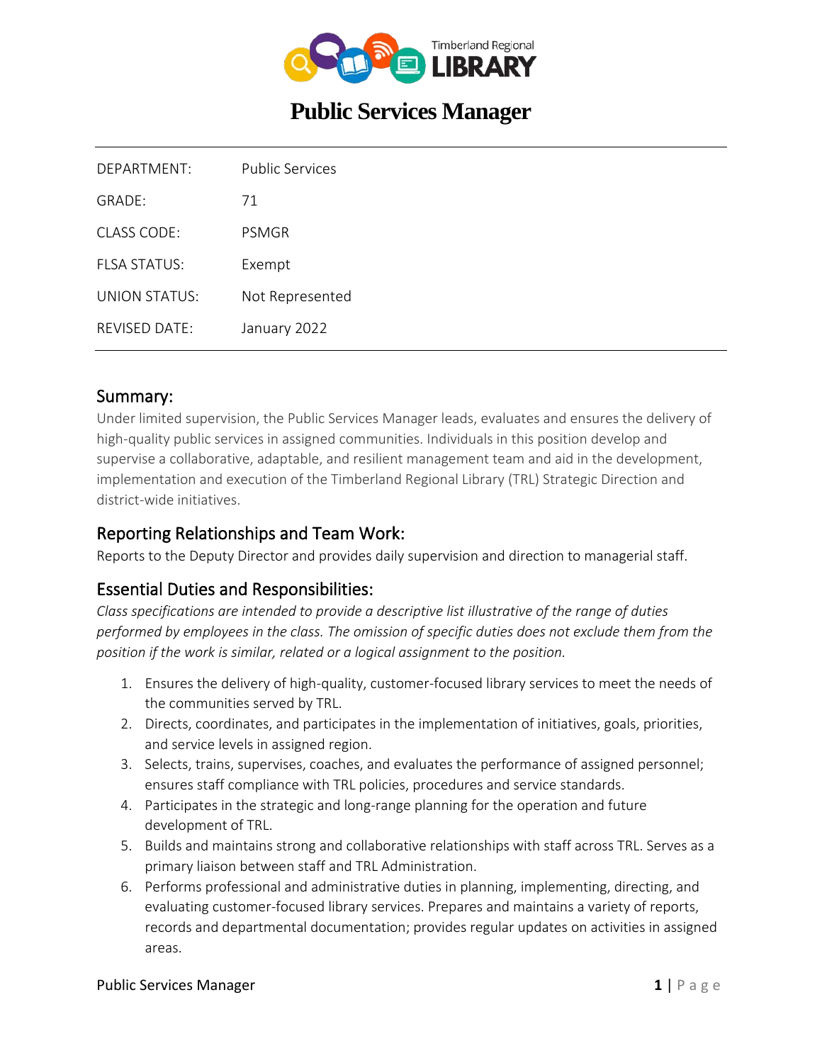Timberland Regional LIBRARY

# Public Services Manager

| | |
|---|---|
| DEPARTMENT: | Public Services |
| GRADE: | 71 |
| CLASS CODE: | PSMGR |
| FLSA STATUS: | Exempt |
| UNION STATUS: | Not Represented |
| REVISED DATE: | January 2022 |

## Summary:

Under limited supervision, the Public Services Manager leads, evaluates and ensures the delivery of high-quality public services in assigned communities. Individuals in this position develop and supervise a collaborative, adaptable, and resilient management team and aid in the development, implementation and execution of the Timberland Regional Library (TRL) Strategic Direction and district-wide initiatives.

## Reporting Relationships and Team Work:

Reports to the Deputy Director and provides daily supervision and direction to managerial staff.

## Essential Duties and Responsibilities:

*Class specifications are intended to provide a descriptive list illustrative of the range of duties performed by employees in the class. The omission of specific duties does not exclude them from the position if the work is similar, related or a logical assignment to the position.*

1. Ensures the delivery of high-quality, customer-focused library services to meet the needs of the communities served by TRL.
2. Directs, coordinates, and participates in the implementation of initiatives, goals, priorities, and service levels in assigned region.
3. Selects, trains, supervises, coaches, and evaluates the performance of assigned personnel; ensures staff compliance with TRL policies, procedures and service standards.
4. Participates in the strategic and long-range planning for the operation and future development of TRL.
5. Builds and maintains strong and collaborative relationships with staff across TRL. Serves as a primary liaison between staff and TRL Administration.
6. Performs professional and administrative duties in planning, implementing, directing, and evaluating customer-focused library services. Prepares and maintains a variety of reports, records and departmental documentation; provides regular updates on activities in assigned areas.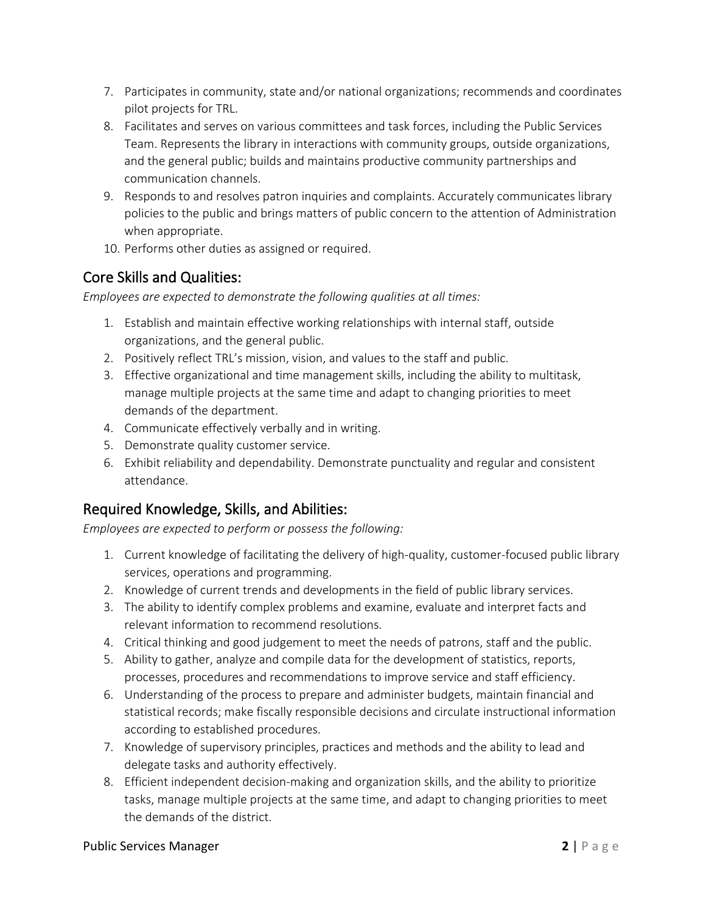7. Participates in community, state and/or national organizations; recommends and coordinates pilot projects for TRL.
8. Facilitates and serves on various committees and task forces, including the Public Services Team. Represents the library in interactions with community groups, outside organizations, and the general public; builds and maintains productive community partnerships and communication channels.
9. Responds to and resolves patron inquiries and complaints. Accurately communicates library policies to the public and brings matters of public concern to the attention of Administration when appropriate.
10. Performs other duties as assigned or required.

## Core Skills and Qualities:

*Employees are expected to demonstrate the following qualities at all times:*

1. Establish and maintain effective working relationships with internal staff, outside organizations, and the general public.
2. Positively reflect TRL's mission, vision, and values to the staff and public.
3. Effective organizational and time management skills, including the ability to multitask, manage multiple projects at the same time and adapt to changing priorities to meet demands of the department.
4. Communicate effectively verbally and in writing.
5. Demonstrate quality customer service.
6. Exhibit reliability and dependability. Demonstrate punctuality and regular and consistent attendance.

## Required Knowledge, Skills, and Abilities:

*Employees are expected to perform or possess the following:*

1. Current knowledge of facilitating the delivery of high-quality, customer-focused public library services, operations and programming.
2. Knowledge of current trends and developments in the field of public library services.
3. The ability to identify complex problems and examine, evaluate and interpret facts and relevant information to recommend resolutions.
4. Critical thinking and good judgement to meet the needs of patrons, staff and the public.
5. Ability to gather, analyze and compile data for the development of statistics, reports, processes, procedures and recommendations to improve service and staff efficiency.
6. Understanding of the process to prepare and administer budgets, maintain financial and statistical records; make fiscally responsible decisions and circulate instructional information according to established procedures.
7. Knowledge of supervisory principles, practices and methods and the ability to lead and delegate tasks and authority effectively.
8. Efficient independent decision-making and organization skills, and the ability to prioritize tasks, manage multiple projects at the same time, and adapt to changing priorities to meet the demands of the district.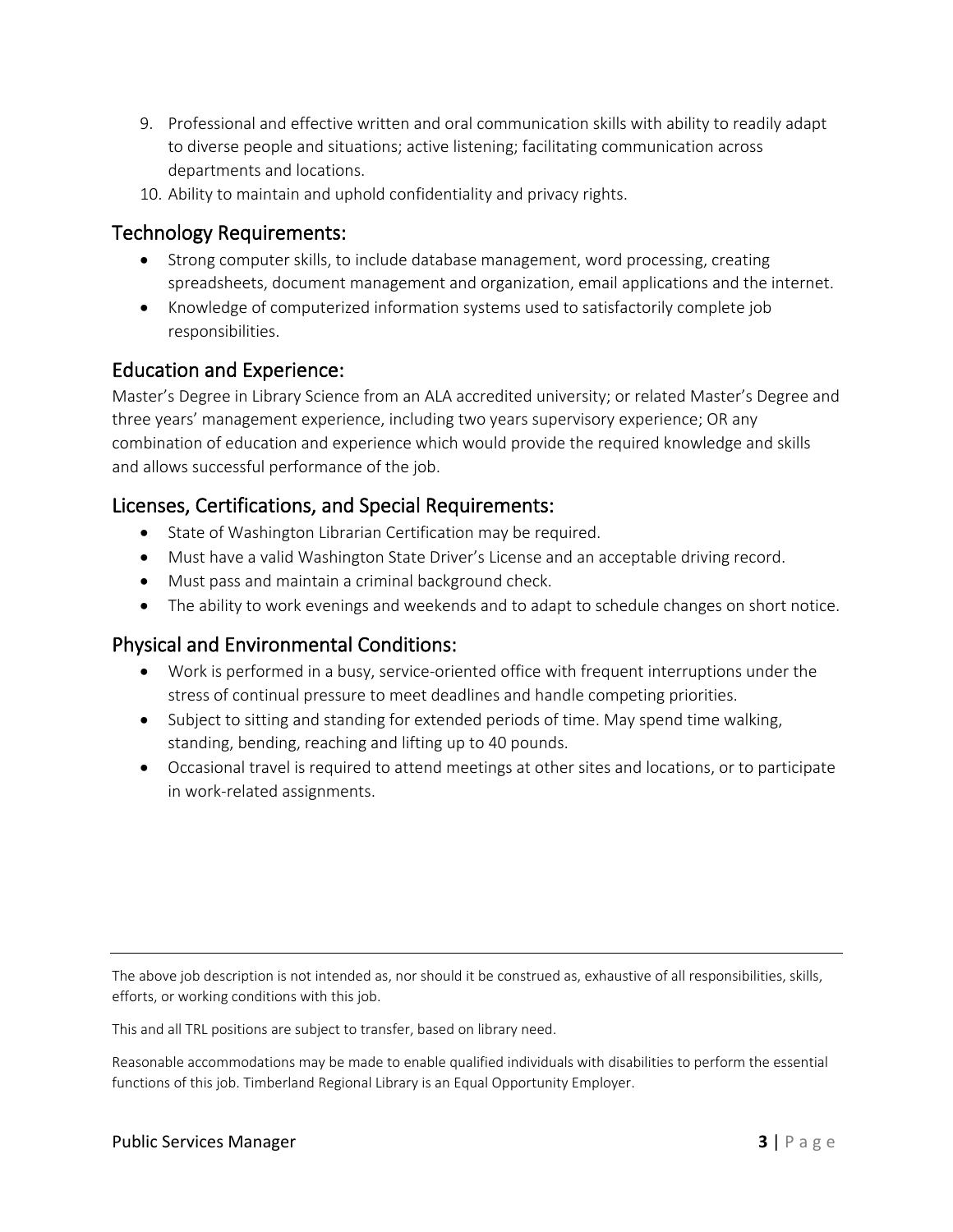9. Professional and effective written and oral communication skills with ability to readily adapt to diverse people and situations; active listening; facilitating communication across departments and locations.
10. Ability to maintain and uphold confidentiality and privacy rights.

## Technology Requirements:

- Strong computer skills, to include database management, word processing, creating spreadsheets, document management and organization, email applications and the internet.
- Knowledge of computerized information systems used to satisfactorily complete job responsibilities.

## Education and Experience:

Master's Degree in Library Science from an ALA accredited university; or related Master's Degree and three years' management experience, including two years supervisory experience; OR any combination of education and experience which would provide the required knowledge and skills and allows successful performance of the job.

## Licenses, Certifications, and Special Requirements:

- State of Washington Librarian Certification may be required.
- Must have a valid Washington State Driver's License and an acceptable driving record.
- Must pass and maintain a criminal background check.
- The ability to work evenings and weekends and to adapt to schedule changes on short notice.

## Physical and Environmental Conditions:

- Work is performed in a busy, service-oriented office with frequent interruptions under the stress of continual pressure to meet deadlines and handle competing priorities.
- Subject to sitting and standing for extended periods of time. May spend time walking, standing, bending, reaching and lifting up to 40 pounds.
- Occasional travel is required to attend meetings at other sites and locations, or to participate in work-related assignments.

---

The above job description is not intended as, nor should it be construed as, exhaustive of all responsibilities, skills, efforts, or working conditions with this job.

This and all TRL positions are subject to transfer, based on library need.

Reasonable accommodations may be made to enable qualified individuals with disabilities to perform the essential functions of this job. Timberland Regional Library is an Equal Opportunity Employer.